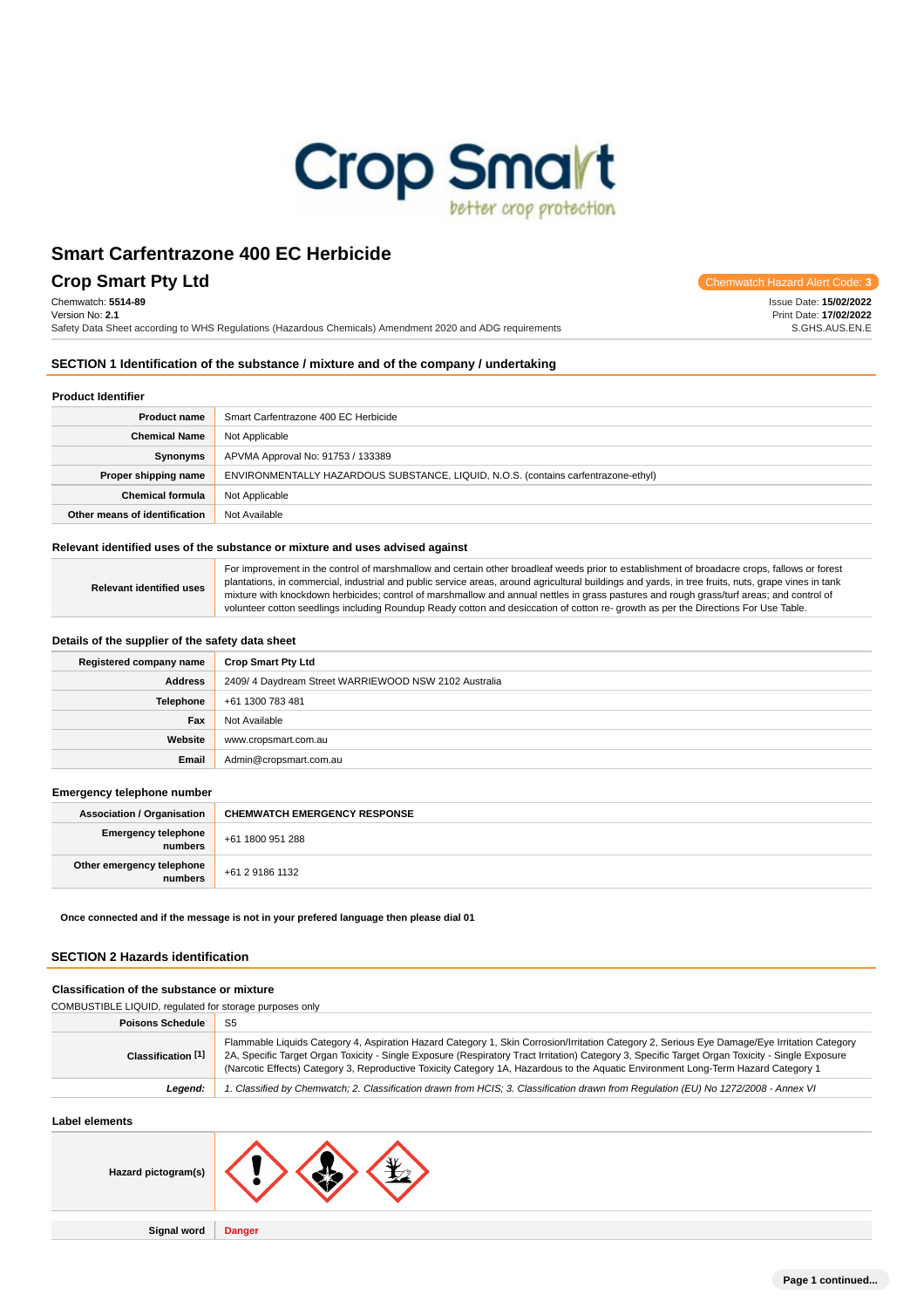# Smart Carfentrazone 400 EC Herbicide

## Crop Smart Pty Ltd

Chemwatch Hazard Alert Code: **3**

Chemwatch: **5514-89**
Version No: **2.1**
Safety Data Sheet according to WHS Regulations (Hazardous Chemicals) Amendment 2020 and ADG requirements

Issue Date: **15/02/2022**
Print Date: **17/02/2022**
S.GHS.AUS.EN.E

## SECTION 1 Identification of the substance / mixture and of the company / undertaking

### Product Identifier

| | |
|---|---|
| **Product name** | Smart Carfentrazone 400 EC Herbicide |
| **Chemical Name** | Not Applicable |
| **Synonyms** | APVMA Approval No: 91753 / 133389 |
| **Proper shipping name** | ENVIRONMENTALLY HAZARDOUS SUBSTANCE, LIQUID, N.O.S. (contains carfentrazone-ethyl) |
| **Chemical formula** | Not Applicable |
| **Other means of identification** | Not Available |

### Relevant identified uses of the substance or mixture and uses advised against

| | |
|---|---|
| **Relevant identified uses** | For improvement in the control of marshmallow and certain other broadleaf weeds prior to establishment of broadacre crops, fallows or forest plantations, in commercial, industrial and public service areas, around agricultural buildings and yards, in tree fruits, nuts, grape vines in tank mixture with knockdown herbicides; control of marshmallow and annual nettles in grass pastures and rough grass/turf areas; and control of volunteer cotton seedlings including Roundup Ready cotton and desiccation of cotton re- growth as per the Directions For Use Table. |

### Details of the supplier of the safety data sheet

| | |
|---|---|
| **Registered company name** | **Crop Smart Pty Ltd** |
| **Address** | 2409/ 4 Daydream Street WARRIEWOOD NSW 2102 Australia |
| **Telephone** | +61 1300 783 481 |
| **Fax** | Not Available |
| **Website** | www.cropsmart.com.au |
| **Email** | Admin@cropsmart.com.au |

### Emergency telephone number

| | |
|---|---|
| **Association / Organisation** | **CHEMWATCH EMERGENCY RESPONSE** |
| **Emergency telephone numbers** | +61 1800 951 288 |
| **Other emergency telephone numbers** | +61 2 9186 1132 |

**Once connected and if the message is not in your prefered language then please dial 01**

## SECTION 2 Hazards identification

### Classification of the substance or mixture

COMBUSTIBLE LIQUID, regulated for storage purposes only

| | |
|---|---|
| **Poisons Schedule** | S5 |
| **Classification [1]** | Flammable Liquids Category 4, Aspiration Hazard Category 1, Skin Corrosion/Irritation Category 2, Serious Eye Damage/Eye Irritation Category 2A, Specific Target Organ Toxicity - Single Exposure (Respiratory Tract Irritation) Category 3, Specific Target Organ Toxicity - Single Exposure (Narcotic Effects) Category 3, Reproductive Toxicity Category 1A, Hazardous to the Aquatic Environment Long-Term Hazard Category 1 |
| ***Legend:*** | *1. Classified by Chemwatch; 2. Classification drawn from HCIS; 3. Classification drawn from Regulation (EU) No 1272/2008 - Annex VI* |

### Label elements

| | |
|---|---|
| **Hazard pictogram(s)** | |
| **Signal word** | **Danger** |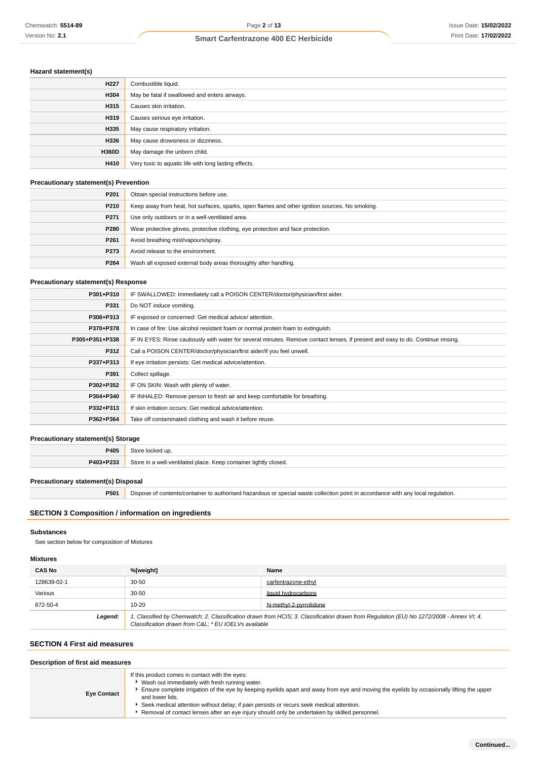### Hazard statement(s)

| | |
|---|---|
| **H227** | Combustible liquid. |
| **H304** | May be fatal if swallowed and enters airways. |
| **H315** | Causes skin irritation. |
| **H319** | Causes serious eye irritation. |
| **H335** | May cause respiratory irritation. |
| **H336** | May cause drowsiness or dizziness. |
| **H360D** | May damage the unborn child. |
| **H410** | Very toxic to aquatic life with long lasting effects. |

### Precautionary statement(s) Prevention

| | |
|---|---|
| **P201** | Obtain special instructions before use. |
| **P210** | Keep away from heat, hot surfaces, sparks, open flames and other ignition sources. No smoking. |
| **P271** | Use only outdoors or in a well-ventilated area. |
| **P280** | Wear protective gloves, protective clothing, eye protection and face protection. |
| **P261** | Avoid breathing mist/vapours/spray. |
| **P273** | Avoid release to the environment. |
| **P264** | Wash all exposed external body areas thoroughly after handling. |

### Precautionary statement(s) Response

| | |
|---|---|
| **P301+P310** | IF SWALLOWED: Immediately call a POISON CENTER/doctor/physician/first aider. |
| **P331** | Do NOT induce vomiting. |
| **P308+P313** | IF exposed or concerned: Get medical advice/ attention. |
| **P370+P378** | In case of fire: Use alcohol resistant foam or normal protein foam to extinguish. |
| **P305+P351+P338** | IF IN EYES: Rinse cautiously with water for several minutes. Remove contact lenses, if present and easy to do. Continue rinsing. |
| **P312** | Call a POISON CENTER/doctor/physician/first aider/if you feel unwell. |
| **P337+P313** | If eye irritation persists: Get medical advice/attention. |
| **P391** | Collect spillage. |
| **P302+P352** | IF ON SKIN: Wash with plenty of water. |
| **P304+P340** | IF INHALED: Remove person to fresh air and keep comfortable for breathing. |
| **P332+P313** | If skin irritation occurs: Get medical advice/attention. |
| **P362+P364** | Take off contaminated clothing and wash it before reuse. |

### Precautionary statement(s) Storage

| | |
|---|---|
| **P405** | Store locked up. |
| **P403+P233** | Store in a well-ventilated place. Keep container tightly closed. |

### Precautionary statement(s) Disposal

| | |
|---|---|
| **P501** | Dispose of contents/container to authorised hazardous or special waste collection point in accordance with any local regulation. |

## SECTION 3 Composition / information on ingredients

### Substances

See section below for composition of Mixtures

### Mixtures

| CAS No | %[weight] | Name |
|---|---|---|
| 128639-02-1 | 30-50 | carfentrazone-ethyl |
| Various | 30-50 | liquid hydrocarbons |
| 872-50-4 | 10-20 | N-methyl-2-pyrrolidone |
| ***Legend:*** | *1. Classified by Chemwatch; 2. Classification drawn from HCIS; 3. Classification drawn from Regulation (EU) No 1272/2008 - Annex VI; 4. Classification drawn from C&L; * EU IOELVs available* | |

## SECTION 4 First aid measures

### Description of first aid measures

| | |
|---|---|
| **Eye Contact** | If this product comes in contact with the eyes:<br>- Wash out immediately with fresh running water.<br>- Ensure complete irrigation of the eye by keeping eyelids apart and away from eye and moving the eyelids by occasionally lifting the upper and lower lids.<br>- Seek medical attention without delay; if pain persists or recurs seek medical attention.<br>- Removal of contact lenses after an eye injury should only be undertaken by skilled personnel. |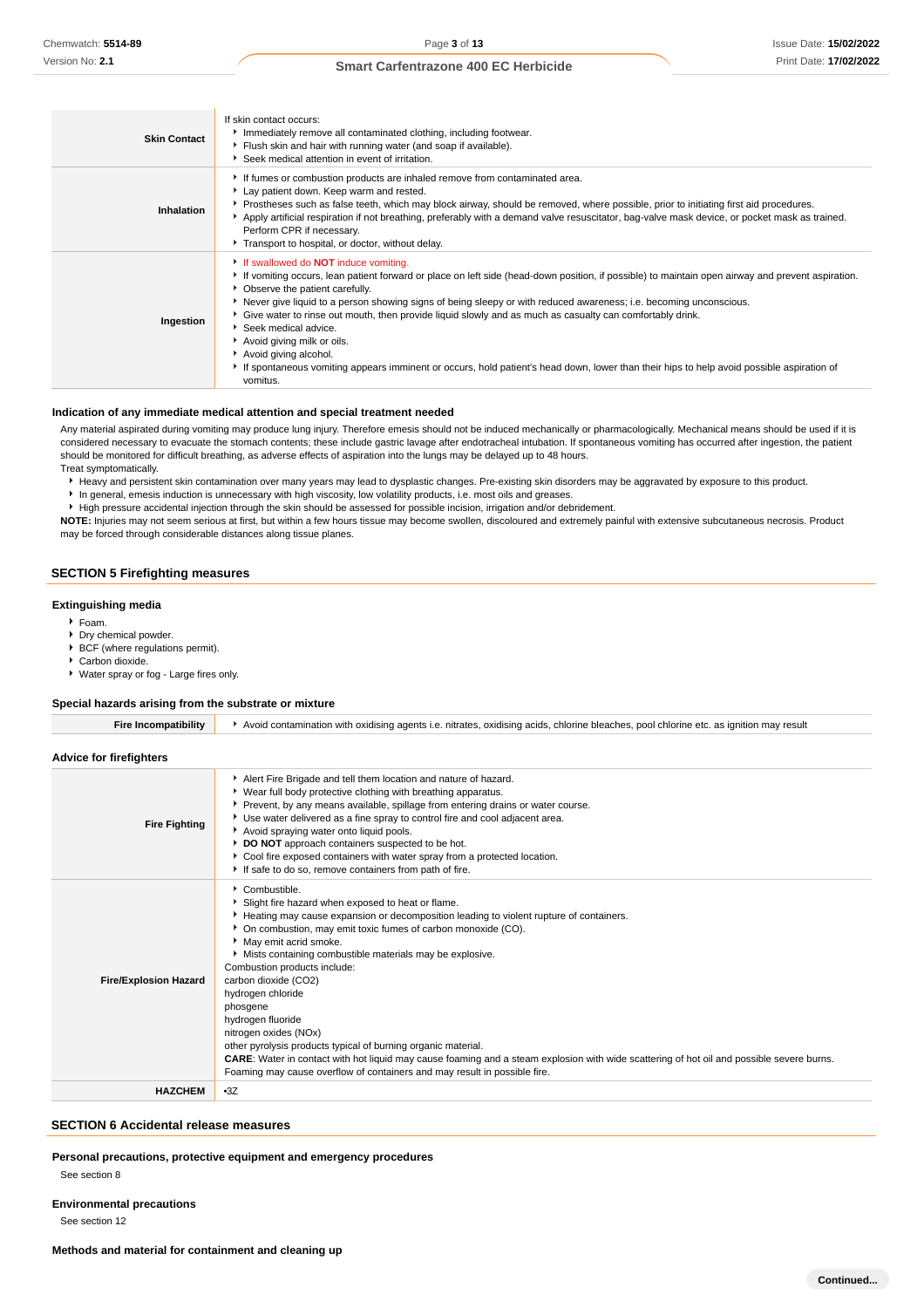| | |
|---|---|
| **Skin Contact** | If skin contact occurs:<br>▸ Immediately remove all contaminated clothing, including footwear.<br>▸ Flush skin and hair with running water (and soap if available).<br>▸ Seek medical attention in event of irritation. |
| **Inhalation** | ▸ If fumes or combustion products are inhaled remove from contaminated area.<br>▸ Lay patient down. Keep warm and rested.<br>▸ Prostheses such as false teeth, which may block airway, should be removed, where possible, prior to initiating first aid procedures.<br>▸ Apply artificial respiration if not breathing, preferably with a demand valve resuscitator, bag-valve mask device, or pocket mask as trained. Perform CPR if necessary.<br>▸ Transport to hospital, or doctor, without delay. |
| **Ingestion** | ▸ If swallowed do **NOT** induce vomiting.<br>▸ If vomiting occurs, lean patient forward or place on left side (head-down position, if possible) to maintain open airway and prevent aspiration.<br>▸ Observe the patient carefully.<br>▸ Never give liquid to a person showing signs of being sleepy or with reduced awareness; i.e. becoming unconscious.<br>▸ Give water to rinse out mouth, then provide liquid slowly and as much as casualty can comfortably drink.<br>▸ Seek medical advice.<br>▸ Avoid giving milk or oils.<br>▸ Avoid giving alcohol.<br>▸ If spontaneous vomiting appears imminent or occurs, hold patient's head down, lower than their hips to help avoid possible aspiration of vomitus. |

### Indication of any immediate medical attention and special treatment needed

Any material aspirated during vomiting may produce lung injury. Therefore emesis should not be induced mechanically or pharmacologically. Mechanical means should be used if it is considered necessary to evacuate the stomach contents; these include gastric lavage after endotracheal intubation. If spontaneous vomiting has occurred after ingestion, the patient should be monitored for difficult breathing, as adverse effects of aspiration into the lungs may be delayed up to 48 hours.

Treat symptomatically.

- Heavy and persistent skin contamination over many years may lead to dysplastic changes. Pre-existing skin disorders may be aggravated by exposure to this product.
- In general, emesis induction is unnecessary with high viscosity, low volatility products, i.e. most oils and greases.
- High pressure accidental injection through the skin should be assessed for possible incision, irrigation and/or debridement.

**NOTE:** Injuries may not seem serious at first, but within a few hours tissue may become swollen, discoloured and extremely painful with extensive subcutaneous necrosis. Product may be forced through considerable distances along tissue planes.

## SECTION 5 Firefighting measures

### Extinguishing media

- Foam.
- Dry chemical powder.
- BCF (where regulations permit).
- Carbon dioxide.
- Water spray or fog - Large fires only.

### Special hazards arising from the substrate or mixture

| | |
|---|---|
| **Fire Incompatibility** | ▸ Avoid contamination with oxidising agents i.e. nitrates, oxidising acids, chlorine bleaches, pool chlorine etc. as ignition may result |

### Advice for firefighters

| | |
|---|---|
| **Fire Fighting** | ▸ Alert Fire Brigade and tell them location and nature of hazard.<br>▸ Wear full body protective clothing with breathing apparatus.<br>▸ Prevent, by any means available, spillage from entering drains or water course.<br>▸ Use water delivered as a fine spray to control fire and cool adjacent area.<br>▸ Avoid spraying water onto liquid pools.<br>▸ **DO NOT** approach containers suspected to be hot.<br>▸ Cool fire exposed containers with water spray from a protected location.<br>▸ If safe to do so, remove containers from path of fire. |
| **Fire/Explosion Hazard** | ▸ Combustible.<br>▸ Slight fire hazard when exposed to heat or flame.<br>▸ Heating may cause expansion or decomposition leading to violent rupture of containers.<br>▸ On combustion, may emit toxic fumes of carbon monoxide (CO).<br>▸ May emit acrid smoke.<br>▸ Mists containing combustible materials may be explosive.<br>Combustion products include:<br>carbon dioxide ($CO_2$)<br>hydrogen chloride<br>phosgene<br>hydrogen fluoride<br>nitrogen oxides ($NO_x$)<br>other pyrolysis products typical of burning organic material.<br>**CARE**: Water in contact with hot liquid may cause foaming and a steam explosion with wide scattering of hot oil and possible severe burns. Foaming may cause overflow of containers and may result in possible fire. |
| **HAZCHEM** | •3Z |

## SECTION 6 Accidental release measures

### Personal precautions, protective equipment and emergency procedures

See section 8

### Environmental precautions

See section 12

### Methods and material for containment and cleaning up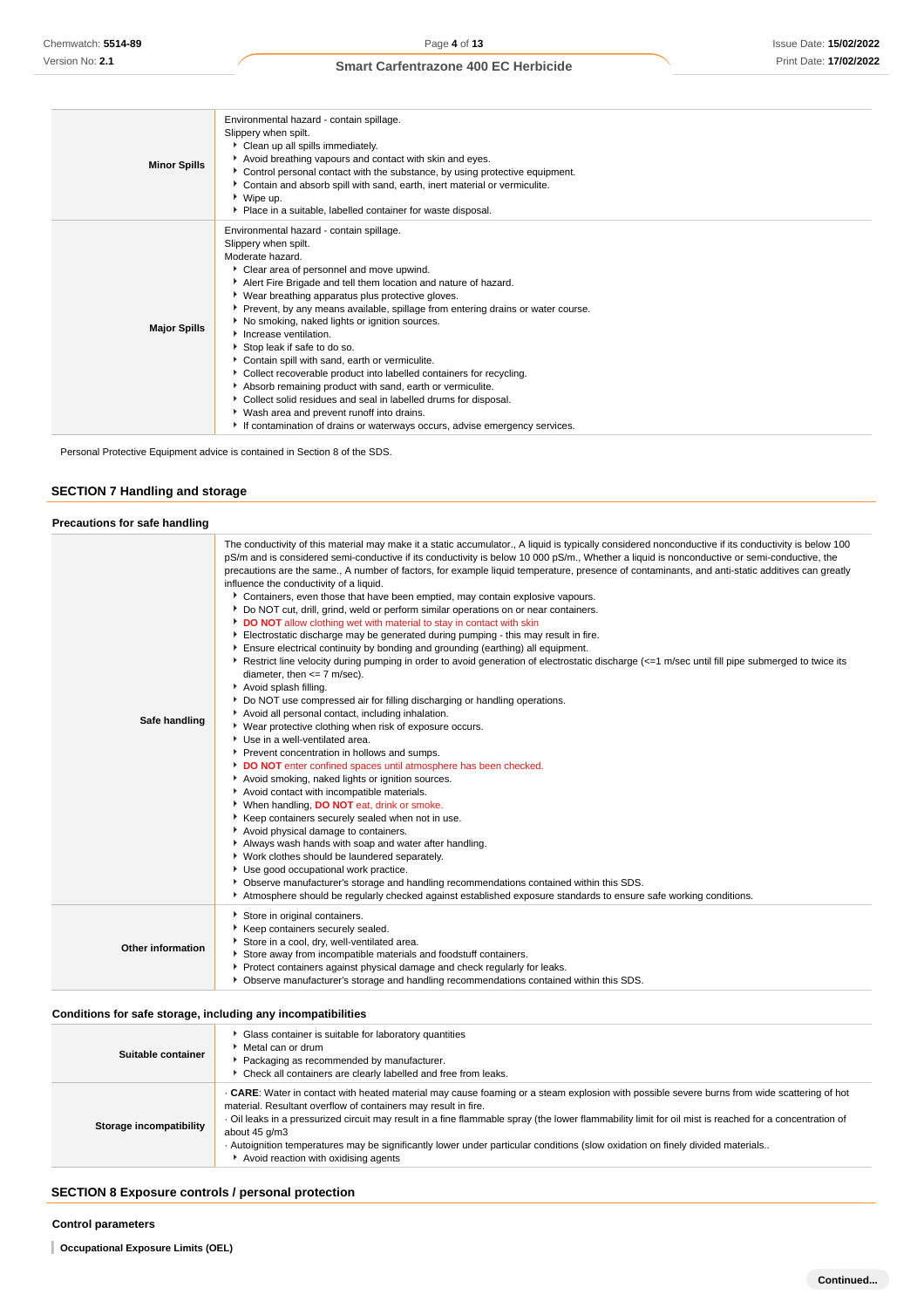| | |
|---|---|
| **Minor Spills** | Environmental hazard - contain spillage.<br>Slippery when spilt.<br>▸ Clean up all spills immediately.<br>▸ Avoid breathing vapours and contact with skin and eyes.<br>▸ Control personal contact with the substance, by using protective equipment.<br>▸ Contain and absorb spill with sand, earth, inert material or vermiculite.<br>▸ Wipe up.<br>▸ Place in a suitable, labelled container for waste disposal. |
| **Major Spills** | Environmental hazard - contain spillage.<br>Slippery when spilt.<br>Moderate hazard.<br>▸ Clear area of personnel and move upwind.<br>▸ Alert Fire Brigade and tell them location and nature of hazard.<br>▸ Wear breathing apparatus plus protective gloves.<br>▸ Prevent, by any means available, spillage from entering drains or water course.<br>▸ No smoking, naked lights or ignition sources.<br>▸ Increase ventilation.<br>▸ Stop leak if safe to do so.<br>▸ Contain spill with sand, earth or vermiculite.<br>▸ Collect recoverable product into labelled containers for recycling.<br>▸ Absorb remaining product with sand, earth or vermiculite.<br>▸ Collect solid residues and seal in labelled drums for disposal.<br>▸ Wash area and prevent runoff into drains.<br>▸ If contamination of drains or waterways occurs, advise emergency services. |

Personal Protective Equipment advice is contained in Section 8 of the SDS.

## SECTION 7 Handling and storage

### Precautions for safe handling

| | |
|---|---|
| **Safe handling** | The conductivity of this material may make it a static accumulator., A liquid is typically considered nonconductive if its conductivity is below 100 pS/m and is considered semi-conductive if its conductivity is below 10 000 pS/m., Whether a liquid is nonconductive or semi-conductive, the precautions are the same., A number of factors, for example liquid temperature, presence of contaminants, and anti-static additives can greatly influence the conductivity of a liquid.<br>▸ Containers, even those that have been emptied, may contain explosive vapours.<br>▸ Do NOT cut, drill, grind, weld or perform similar operations on or near containers.<br>▸ **DO NOT** allow clothing wet with material to stay in contact with skin<br>▸ Electrostatic discharge may be generated during pumping - this may result in fire.<br>▸ Ensure electrical continuity by bonding and grounding (earthing) all equipment.<br>▸ Restrict line velocity during pumping in order to avoid generation of electrostatic discharge (<=1 m/sec until fill pipe submerged to twice its diameter, then <= 7 m/sec).<br>▸ Avoid splash filling.<br>▸ Do NOT use compressed air for filling discharging or handling operations.<br>▸ Avoid all personal contact, including inhalation.<br>▸ Wear protective clothing when risk of exposure occurs.<br>▸ Use in a well-ventilated area.<br>▸ Prevent concentration in hollows and sumps.<br>▸ **DO NOT** enter confined spaces until atmosphere has been checked.<br>▸ Avoid smoking, naked lights or ignition sources.<br>▸ Avoid contact with incompatible materials.<br>▸ When handling, **DO NOT** eat, drink or smoke.<br>▸ Keep containers securely sealed when not in use.<br>▸ Avoid physical damage to containers.<br>▸ Always wash hands with soap and water after handling.<br>▸ Work clothes should be laundered separately.<br>▸ Use good occupational work practice.<br>▸ Observe manufacturer's storage and handling recommendations contained within this SDS.<br>▸ Atmosphere should be regularly checked against established exposure standards to ensure safe working conditions. |
| **Other information** | ▸ Store in original containers.<br>▸ Keep containers securely sealed.<br>▸ Store in a cool, dry, well-ventilated area.<br>▸ Store away from incompatible materials and foodstuff containers.<br>▸ Protect containers against physical damage and check regularly for leaks.<br>▸ Observe manufacturer's storage and handling recommendations contained within this SDS. |

### Conditions for safe storage, including any incompatibilities

| | |
|---|---|
| **Suitable container** | ▸ Glass container is suitable for laboratory quantities<br>▸ Metal can or drum<br>▸ Packaging as recommended by manufacturer.<br>▸ Check all containers are clearly labelled and free from leaks. |
| **Storage incompatibility** | · **CARE**: Water in contact with heated material may cause foaming or a steam explosion with possible severe burns from wide scattering of hot material. Resultant overflow of containers may result in fire.<br>· Oil leaks in a pressurized circuit may result in a fine flammable spray (the lower flammability limit for oil mist is reached for a concentration of about 45 g/m3<br>· Autoignition temperatures may be significantly lower under particular conditions (slow oxidation on finely divided materials..<br>▸ Avoid reaction with oxidising agents |

## SECTION 8 Exposure controls / personal protection

### Control parameters

**Occupational Exposure Limits (OEL)**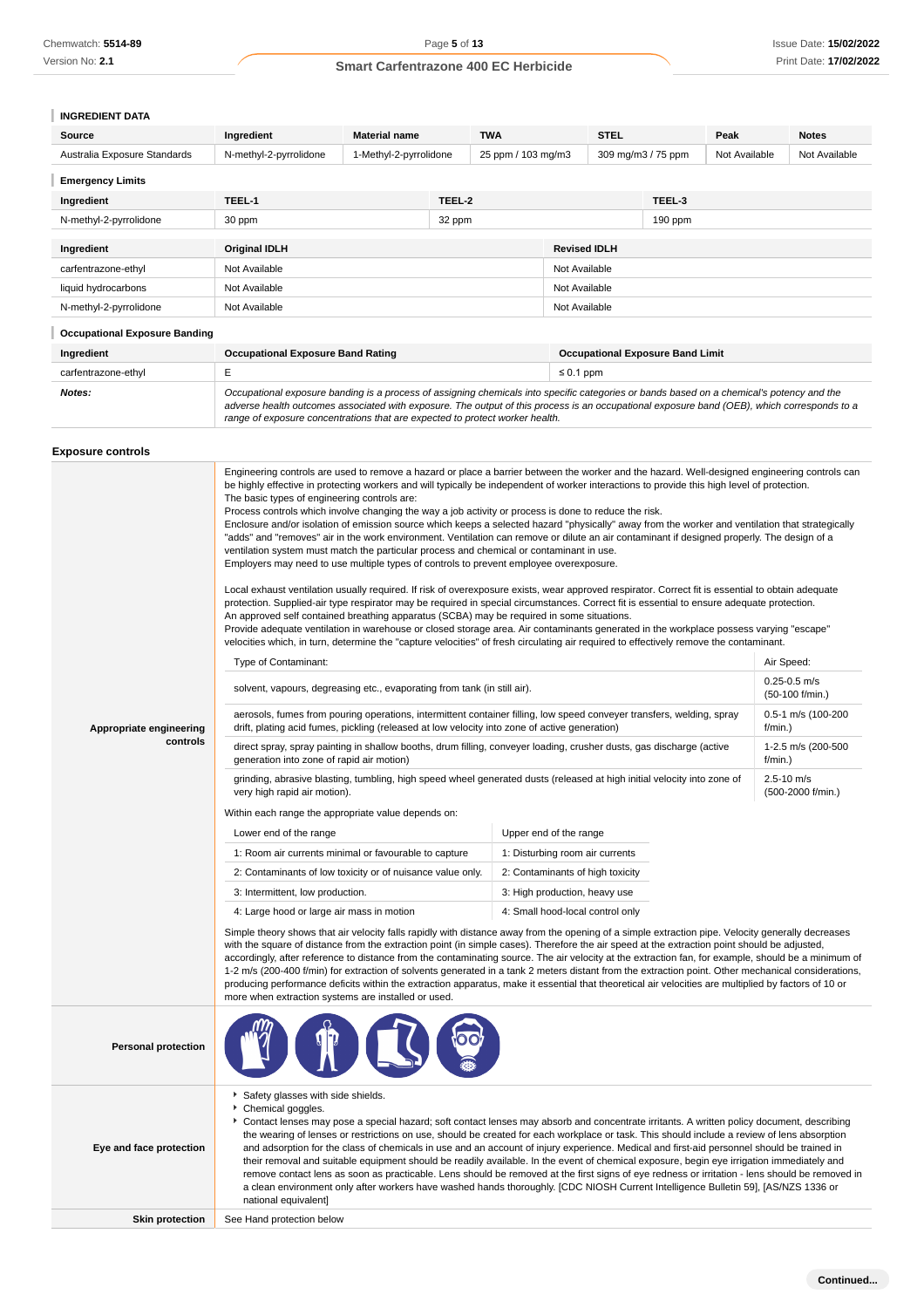### INGREDIENT DATA

| Source | Ingredient | Material name | TWA | STEL | Peak | Notes |
|---|---|---|---|---|---|---|
| Australia Exposure Standards | N-methyl-2-pyrrolidone | 1-Methyl-2-pyrrolidone | 25 ppm / 103 mg/m3 | 309 mg/m3 / 75 ppm | Not Available | Not Available |

### Emergency Limits

| Ingredient | TEEL-1 | TEEL-2 | TEEL-3 |
|---|---|---|---|
| N-methyl-2-pyrrolidone | 30 ppm | 32 ppm | 190 ppm |

| Ingredient | Original IDLH | Revised IDLH |
|---|---|---|
| carfentrazone-ethyl | Not Available | Not Available |
| liquid hydrocarbons | Not Available | Not Available |
| N-methyl-2-pyrrolidone | Not Available | Not Available |

### Occupational Exposure Banding

| Ingredient | Occupational Exposure Band Rating | Occupational Exposure Band Limit |
|---|---|---|
| carfentrazone-ethyl | E | ≤ 0.1 ppm |
| ***Notes:*** | *Occupational exposure banding is a process of assigning chemicals into specific categories or bands based on a chemical's potency and the adverse health outcomes associated with exposure. The output of this process is an occupational exposure band (OEB), which corresponds to a range of exposure concentrations that are expected to protect worker health.* | |

## Exposure controls

**Appropriate engineering controls**

Engineering controls are used to remove a hazard or place a barrier between the worker and the hazard. Well-designed engineering controls can be highly effective in protecting workers and will typically be independent of worker interactions to provide this high level of protection.
The basic types of engineering controls are:
Process controls which involve changing the way a job activity or process is done to reduce the risk.
Enclosure and/or isolation of emission source which keeps a selected hazard "physically" away from the worker and ventilation that strategically "adds" and "removes" air in the work environment. Ventilation can remove or dilute an air contaminant if designed properly. The design of a ventilation system must match the particular process and chemical or contaminant in use.
Employers may need to use multiple types of controls to prevent employee overexposure.

Local exhaust ventilation usually required. If risk of overexposure exists, wear approved respirator. Correct fit is essential to obtain adequate protection. Supplied-air type respirator may be required in special circumstances. Correct fit is essential to ensure adequate protection.
An approved self contained breathing apparatus (SCBA) may be required in some situations.
Provide adequate ventilation in warehouse or closed storage area. Air contaminants generated in the workplace possess varying "escape" velocities which, in turn, determine the "capture velocities" of fresh circulating air required to effectively remove the contaminant.

| Type of Contaminant: | Air Speed: |
|---|---|
| solvent, vapours, degreasing etc., evaporating from tank (in still air). | 0.25-0.5 m/s (50-100 f/min.) |
| aerosols, fumes from pouring operations, intermittent container filling, low speed conveyer transfers, welding, spray drift, plating acid fumes, pickling (released at low velocity into zone of active generation) | 0.5-1 m/s (100-200 f/min.) |
| direct spray, spray painting in shallow booths, drum filling, conveyer loading, crusher dusts, gas discharge (active generation into zone of rapid air motion) | 1-2.5 m/s (200-500 f/min.) |
| grinding, abrasive blasting, tumbling, high speed wheel generated dusts (released at high initial velocity into zone of very high rapid air motion). | 2.5-10 m/s (500-2000 f/min.) |

Within each range the appropriate value depends on:

| Lower end of the range | Upper end of the range |
|---|---|
| 1: Room air currents minimal or favourable to capture | 1: Disturbing room air currents |
| 2: Contaminants of low toxicity or of nuisance value only. | 2: Contaminants of high toxicity |
| 3: Intermittent, low production. | 3: High production, heavy use |
| 4: Large hood or large air mass in motion | 4: Small hood-local control only |

Simple theory shows that air velocity falls rapidly with distance away from the opening of a simple extraction pipe. Velocity generally decreases with the square of distance from the extraction point (in simple cases). Therefore the air speed at the extraction point should be adjusted, accordingly, after reference to distance from the contaminating source. The air velocity at the extraction fan, for example, should be a minimum of 1-2 m/s (200-400 f/min) for extraction of solvents generated in a tank 2 meters distant from the extraction point. Other mechanical considerations, producing performance deficits within the extraction apparatus, make it essential that theoretical air velocities are multiplied by factors of 10 or more when extraction systems are installed or used.

**Personal protection**

**Eye and face protection**

- Safety glasses with side shields.
- Chemical goggles.
- Contact lenses may pose a special hazard; soft contact lenses may absorb and concentrate irritants. A written policy document, describing the wearing of lenses or restrictions on use, should be created for each workplace or task. This should include a review of lens absorption and adsorption for the class of chemicals in use and an account of injury experience. Medical and first-aid personnel should be trained in their removal and suitable equipment should be readily available. In the event of chemical exposure, begin eye irrigation immediately and remove contact lens as soon as practicable. Lens should be removed at the first signs of eye redness or irritation - lens should be removed in a clean environment only after workers have washed hands thoroughly. [CDC NIOSH Current Intelligence Bulletin 59], [AS/NZS 1336 or national equivalent]

**Skin protection**

See Hand protection below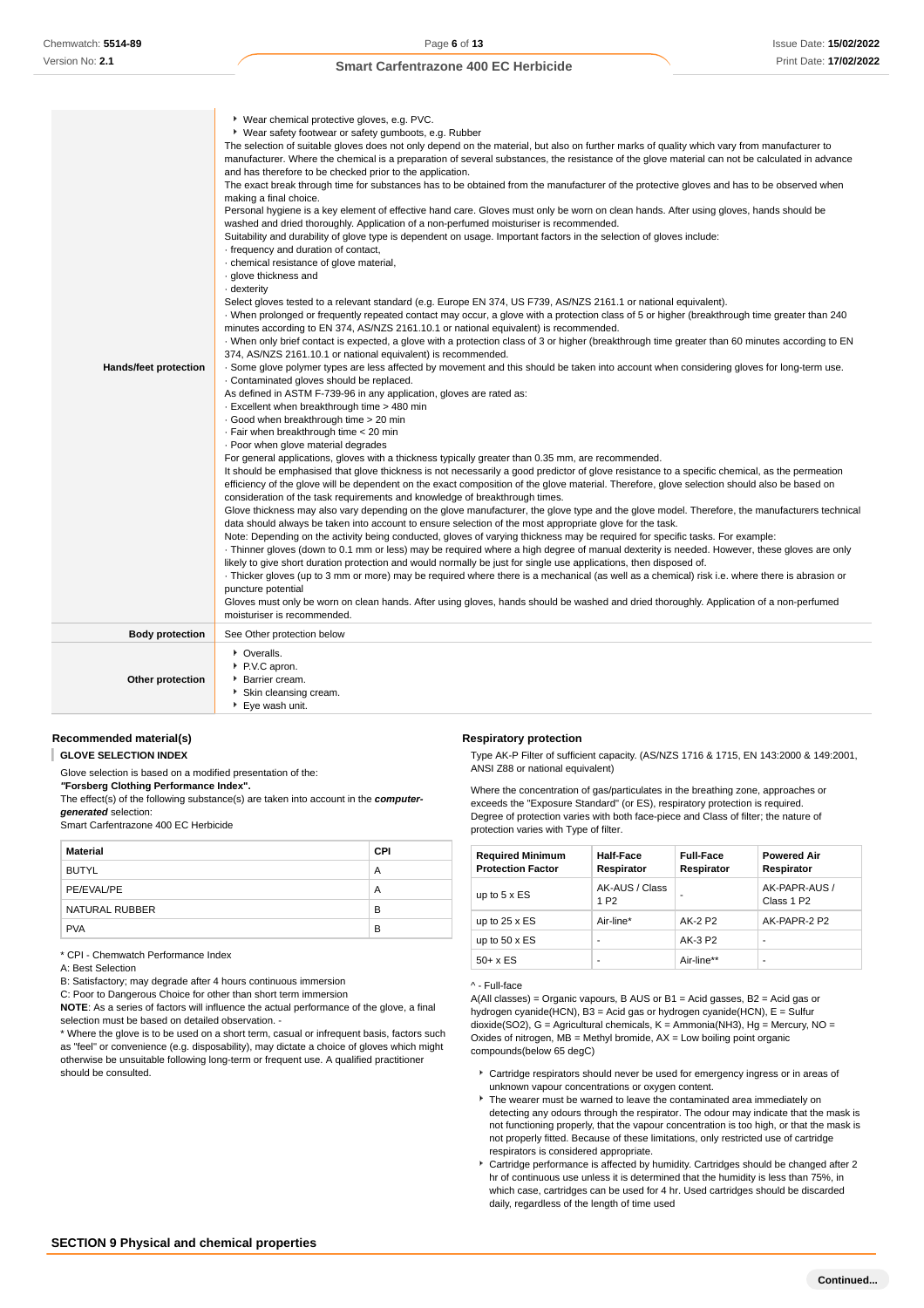| | |
|---|---|
| **Hands/feet protection** | ▸ Wear chemical protective gloves, e.g. PVC.<br>▸ Wear safety footwear or safety gumboots, e.g. Rubber<br>The selection of suitable gloves does not only depend on the material, but also on further marks of quality which vary from manufacturer to manufacturer. Where the chemical is a preparation of several substances, the resistance of the glove material can not be calculated in advance and has therefore to be checked prior to the application.<br>The exact break through time for substances has to be obtained from the manufacturer of the protective gloves and has to be observed when making a final choice.<br>Personal hygiene is a key element of effective hand care. Gloves must only be worn on clean hands. After using gloves, hands should be washed and dried thoroughly. Application of a non-perfumed moisturiser is recommended.<br>Suitability and durability of glove type is dependent on usage. Important factors in the selection of gloves include:<br>· frequency and duration of contact,<br>· chemical resistance of glove material,<br>· glove thickness and<br>· dexterity<br>Select gloves tested to a relevant standard (e.g. Europe EN 374, US F739, AS/NZS 2161.1 or national equivalent).<br>· When prolonged or frequently repeated contact may occur, a glove with a protection class of 5 or higher (breakthrough time greater than 240 minutes according to EN 374, AS/NZS 2161.10.1 or national equivalent) is recommended.<br>· When only brief contact is expected, a glove with a protection class of 3 or higher (breakthrough time greater than 60 minutes according to EN 374, AS/NZS 2161.10.1 or national equivalent) is recommended.<br>· Some glove polymer types are less affected by movement and this should be taken into account when considering gloves for long-term use.<br>· Contaminated gloves should be replaced.<br>As defined in ASTM F-739-96 in any application, gloves are rated as:<br>· Excellent when breakthrough time > 480 min<br>· Good when breakthrough time > 20 min<br>· Fair when breakthrough time < 20 min<br>· Poor when glove material degrades<br>For general applications, gloves with a thickness typically greater than 0.35 mm, are recommended.<br>It should be emphasised that glove thickness is not necessarily a good predictor of glove resistance to a specific chemical, as the permeation efficiency of the glove will be dependent on the exact composition of the glove material. Therefore, glove selection should also be based on consideration of the task requirements and knowledge of breakthrough times.<br>Glove thickness may also vary depending on the glove manufacturer, the glove type and the glove model. Therefore, the manufacturers technical data should always be taken into account to ensure selection of the most appropriate glove for the task.<br>Note: Depending on the activity being conducted, gloves of varying thickness may be required for specific tasks. For example:<br>· Thinner gloves (down to 0.1 mm or less) may be required where a high degree of manual dexterity is needed. However, these gloves are only likely to give short duration protection and would normally be just for single use applications, then disposed of.<br>· Thicker gloves (up to 3 mm or more) may be required where there is a mechanical (as well as a chemical) risk i.e. where there is abrasion or puncture potential<br>Gloves must only be worn on clean hands. After using gloves, hands should be washed and dried thoroughly. Application of a non-perfumed moisturiser is recommended. |
| **Body protection** | See Other protection below |
| **Other protection** | ▸ Overalls.<br>▸ P.V.C apron.<br>▸ Barrier cream.<br>▸ Skin cleansing cream.<br>▸ Eye wash unit. |

### Recommended material(s)

**GLOVE SELECTION INDEX**

Glove selection is based on a modified presentation of the:
***"Forsberg Clothing Performance Index".***
The effect(s) of the following substance(s) are taken into account in the ***computer-generated*** selection:
Smart Carfentrazone 400 EC Herbicide

| Material | CPI |
|---|---|
| BUTYL | A |
| PE/EVAL/PE | A |
| NATURAL RUBBER | B |
| PVA | B |

* CPI - Chemwatch Performance Index
A: Best Selection
B: Satisfactory; may degrade after 4 hours continuous immersion
C: Poor to Dangerous Choice for other than short term immersion
**NOTE**: As a series of factors will influence the actual performance of the glove, a final selection must be based on detailed observation. -
* Where the glove is to be used on a short term, casual or infrequent basis, factors such as "feel" or convenience (e.g. disposability), may dictate a choice of gloves which might otherwise be unsuitable following long-term or frequent use. A qualified practitioner should be consulted.

### Respiratory protection

Type AK-P Filter of sufficient capacity. (AS/NZS 1716 & 1715, EN 143:2000 & 149:2001, ANSI Z88 or national equivalent)

Where the concentration of gas/particulates in the breathing zone, approaches or exceeds the "Exposure Standard" (or ES), respiratory protection is required.
Degree of protection varies with both face-piece and Class of filter; the nature of protection varies with Type of filter.

| Required Minimum Protection Factor | Half-Face Respirator | Full-Face Respirator | Powered Air Respirator |
|---|---|---|---|
| up to 5 x ES | AK-AUS / Class 1 P2 | - | AK-PAPR-AUS / Class 1 P2 |
| up to 25 x ES | Air-line* | AK-2 P2 | AK-PAPR-2 P2 |
| up to 50 x ES | - | AK-3 P2 | - |
| 50+ x ES | - | Air-line** | - |

^ - Full-face
A(All classes) = Organic vapours, B AUS or B1 = Acid gasses, B2 = Acid gas or hydrogen cyanide(HCN), B3 = Acid gas or hydrogen cyanide(HCN), E = Sulfur dioxide(SO2), G = Agricultural chemicals, K = Ammonia(NH3), Hg = Mercury, NO = Oxides of nitrogen, MB = Methyl bromide, AX = Low boiling point organic compounds(below 65 degC)

- Cartridge respirators should never be used for emergency ingress or in areas of unknown vapour concentrations or oxygen content.
- The wearer must be warned to leave the contaminated area immediately on detecting any odours through the respirator. The odour may indicate that the mask is not functioning properly, that the vapour concentration is too high, or that the mask is not properly fitted. Because of these limitations, only restricted use of cartridge respirators is considered appropriate.
- Cartridge performance is affected by humidity. Cartridges should be changed after 2 hr of continuous use unless it is determined that the humidity is less than 75%, in which case, cartridges can be used for 4 hr. Used cartridges should be discarded daily, regardless of the length of time used

## SECTION 9 Physical and chemical properties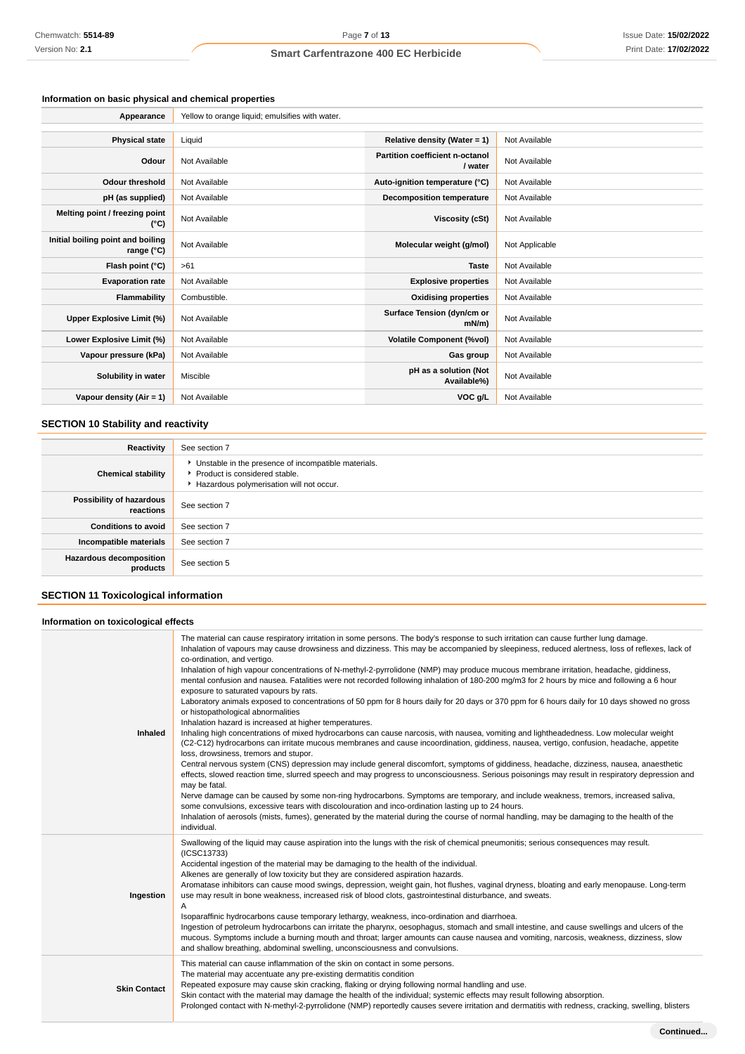### Information on basic physical and chemical properties

| | | | |
|---|---|---|---|
| **Appearance** | Yellow to orange liquid; emulsifies with water. | | |
| **Physical state** | Liquid | **Relative density (Water = 1)** | Not Available |
| **Odour** | Not Available | **Partition coefficient n-octanol / water** | Not Available |
| **Odour threshold** | Not Available | **Auto-ignition temperature (°C)** | Not Available |
| **pH (as supplied)** | Not Available | **Decomposition temperature** | Not Available |
| **Melting point / freezing point (°C)** | Not Available | **Viscosity (cSt)** | Not Available |
| **Initial boiling point and boiling range (°C)** | Not Available | **Molecular weight (g/mol)** | Not Applicable |
| **Flash point (°C)** | >61 | **Taste** | Not Available |
| **Evaporation rate** | Not Available | **Explosive properties** | Not Available |
| **Flammability** | Combustible. | **Oxidising properties** | Not Available |
| **Upper Explosive Limit (%)** | Not Available | **Surface Tension (dyn/cm or mN/m)** | Not Available |
| **Lower Explosive Limit (%)** | Not Available | **Volatile Component (%vol)** | Not Available |
| **Vapour pressure (kPa)** | Not Available | **Gas group** | Not Available |
| **Solubility in water** | Miscible | **pH as a solution (Not Available%)** | Not Available |
| **Vapour density (Air = 1)** | Not Available | **VOC g/L** | Not Available |

## SECTION 10 Stability and reactivity

| | |
|---|---|
| **Reactivity** | See section 7 |
| **Chemical stability** | ▸ Unstable in the presence of incompatible materials.<br>▸ Product is considered stable.<br>▸ Hazardous polymerisation will not occur. |
| **Possibility of hazardous reactions** | See section 7 |
| **Conditions to avoid** | See section 7 |
| **Incompatible materials** | See section 7 |
| **Hazardous decomposition products** | See section 5 |

## SECTION 11 Toxicological information

### Information on toxicological effects

| | |
|---|---|
| **Inhaled** | The material can cause respiratory irritation in some persons. The body's response to such irritation can cause further lung damage.<br>Inhalation of vapours may cause drowsiness and dizziness. This may be accompanied by sleepiness, reduced alertness, loss of reflexes, lack of co-ordination, and vertigo.<br>Inhalation of high vapour concentrations of N-methyl-2-pyrrolidone (NMP) may produce mucous membrane irritation, headache, giddiness, mental confusion and nausea. Fatalities were not recorded following inhalation of 180-200 mg/m3 for 2 hours by mice and following a 6 hour exposure to saturated vapours by rats.<br>Laboratory animals exposed to concentrations of 50 ppm for 8 hours daily for 20 days or 370 ppm for 6 hours daily for 10 days showed no gross or histopathological abnormalities<br>Inhalation hazard is increased at higher temperatures.<br>Inhaling high concentrations of mixed hydrocarbons can cause narcosis, with nausea, vomiting and lightheadedness. Low molecular weight (C2-C12) hydrocarbons can irritate mucous membranes and cause incoordination, giddiness, nausea, vertigo, confusion, headache, appetite loss, drowsiness, tremors and stupor.<br>Central nervous system (CNS) depression may include general discomfort, symptoms of giddiness, headache, dizziness, nausea, anaesthetic effects, slowed reaction time, slurred speech and may progress to unconsciousness. Serious poisonings may result in respiratory depression and may be fatal.<br>Nerve damage can be caused by some non-ring hydrocarbons. Symptoms are temporary, and include weakness, tremors, increased saliva, some convulsions, excessive tears with discolouration and inco-ordination lasting up to 24 hours.<br>Inhalation of aerosols (mists, fumes), generated by the material during the course of normal handling, may be damaging to the health of the individual. |
| **Ingestion** | Swallowing of the liquid may cause aspiration into the lungs with the risk of chemical pneumonitis; serious consequences may result. (ICSC13733)<br>Accidental ingestion of the material may be damaging to the health of the individual.<br>Alkenes are generally of low toxicity but they are considered aspiration hazards.<br>Aromatase inhibitors can cause mood swings, depression, weight gain, hot flushes, vaginal dryness, bloating and early menopause. Long-term use may result in bone weakness, increased risk of blood clots, gastrointestinal disturbance, and sweats.<br>A<br>Isoparaffinic hydrocarbons cause temporary lethargy, weakness, inco-ordination and diarrhoea.<br>Ingestion of petroleum hydrocarbons can irritate the pharynx, oesophagus, stomach and small intestine, and cause swellings and ulcers of the mucous. Symptoms include a burning mouth and throat; larger amounts can cause nausea and vomiting, narcosis, weakness, dizziness, slow and shallow breathing, abdominal swelling, unconsciousness and convulsions. |
| **Skin Contact** | This material can cause inflammation of the skin on contact in some persons.<br>The material may accentuate any pre-existing dermatitis condition<br>Repeated exposure may cause skin cracking, flaking or drying following normal handling and use.<br>Skin contact with the material may damage the health of the individual; systemic effects may result following absorption.<br>Prolonged contact with N-methyl-2-pyrrolidone (NMP) reportedly causes severe irritation and dermatitis with redness, cracking, swelling, blisters |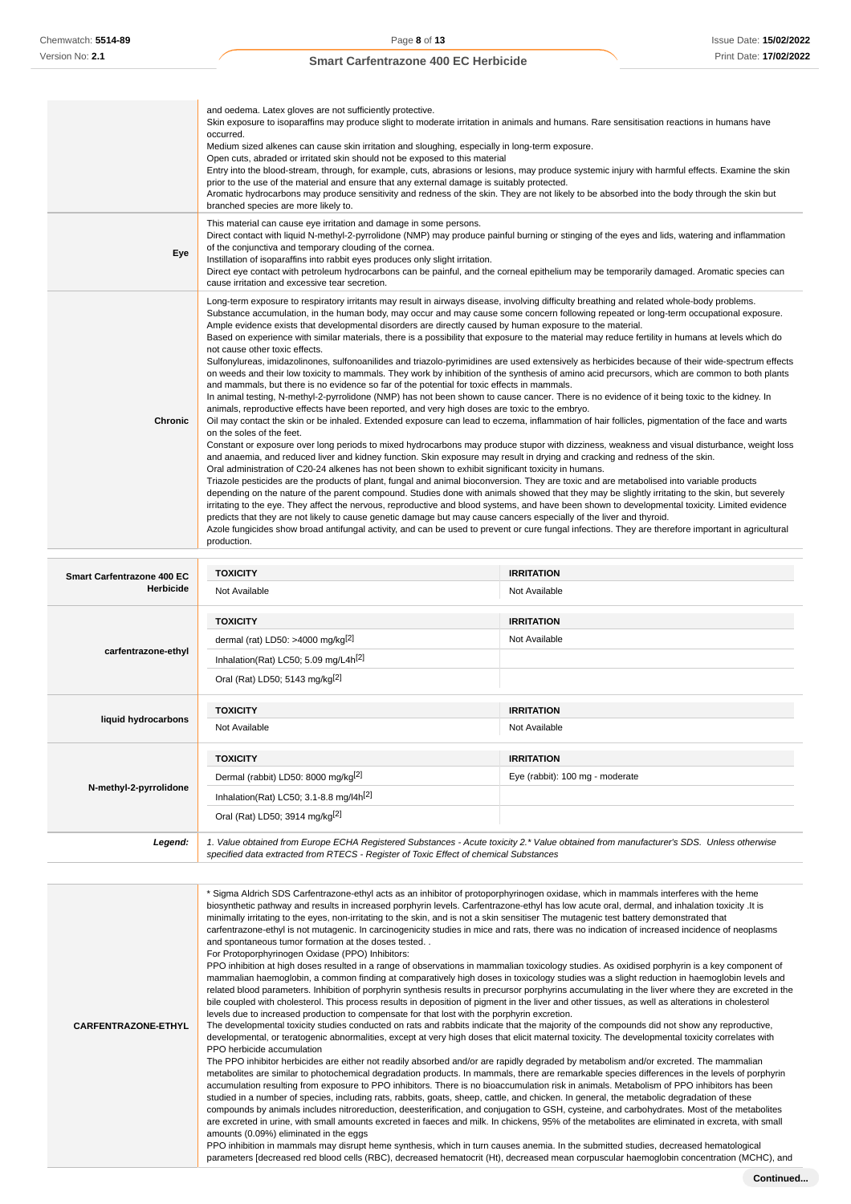| | |
|---|---|
| | and oedema. Latex gloves are not sufficiently protective.<br>Skin exposure to isoparaffins may produce slight to moderate irritation in animals and humans. Rare sensitisation reactions in humans have occurred.<br>Medium sized alkenes can cause skin irritation and sloughing, especially in long-term exposure.<br>Open cuts, abraded or irritated skin should not be exposed to this material<br>Entry into the blood-stream, through, for example, cuts, abrasions or lesions, may produce systemic injury with harmful effects. Examine the skin prior to the use of the material and ensure that any external damage is suitably protected.<br>Aromatic hydrocarbons may produce sensitivity and redness of the skin. They are not likely to be absorbed into the body through the skin but branched species are more likely to. |
| **Eye** | This material can cause eye irritation and damage in some persons.<br>Direct contact with liquid N-methyl-2-pyrrolidone (NMP) may produce painful burning or stinging of the eyes and lids, watering and inflammation of the conjunctiva and temporary clouding of the cornea.<br>Instillation of isoparaffins into rabbit eyes produces only slight irritation.<br>Direct eye contact with petroleum hydrocarbons can be painful, and the corneal epithelium may be temporarily damaged. Aromatic species can cause irritation and excessive tear secretion. |
| **Chronic** | Long-term exposure to respiratory irritants may result in airways disease, involving difficulty breathing and related whole-body problems.<br>Substance accumulation, in the human body, may occur and may cause some concern following repeated or long-term occupational exposure.<br>Ample evidence exists that developmental disorders are directly caused by human exposure to the material.<br>Based on experience with similar materials, there is a possibility that exposure to the material may reduce fertility in humans at levels which do not cause other toxic effects.<br>Sulfonylureas, imidazolinones, sulfonoanilides and triazolo-pyrimidines are used extensively as herbicides because of their wide-spectrum effects on weeds and their low toxicity to mammals. They work by inhibition of the synthesis of amino acid precursors, which are common to both plants and mammals, but there is no evidence so far of the potential for toxic effects in mammals.<br>In animal testing, N-methyl-2-pyrrolidone (NMP) has not been shown to cause cancer. There is no evidence of it being toxic to the kidney. In animals, reproductive effects have been reported, and very high doses are toxic to the embryo.<br>Oil may contact the skin or be inhaled. Extended exposure can lead to eczema, inflammation of hair follicles, pigmentation of the face and warts on the soles of the feet.<br>Constant or exposure over long periods to mixed hydrocarbons may produce stupor with dizziness, weakness and visual disturbance, weight loss and anaemia, and reduced liver and kidney function. Skin exposure may result in drying and cracking and redness of the skin.<br>Oral administration of C20-24 alkenes has not been shown to exhibit significant toxicity in humans.<br>Triazole pesticides are the products of plant, fungal and animal bioconversion. They are toxic and are metabolised into variable products depending on the nature of the parent compound. Studies done with animals showed that they may be slightly irritating to the skin, but severely irritating to the eye. They affect the nervous, reproductive and blood systems, and have been shown to developmental toxicity. Limited evidence predicts that they are not likely to cause genetic damage but may cause cancers especially of the liver and thyroid.<br>Azole fungicides show broad antifungal activity, and can be used to prevent or cure fungal infections. They are therefore important in agricultural production. |

| | TOXICITY | IRRITATION |
|---|---|---|
| **Smart Carfentrazone 400 EC Herbicide** | Not Available | Not Available |
| **carfentrazone-ethyl** | dermal (rat) LD50: >4000 mg/kg[2] | Not Available |
| | Inhalation(Rat) LC50; 5.09 mg/L4h[2] | |
| | Oral (Rat) LD50; 5143 mg/kg[2] | |
| **liquid hydrocarbons** | Not Available | Not Available |
| **N-methyl-2-pyrrolidone** | Dermal (rabbit) LD50: 8000 mg/kg[2] | Eye (rabbit): 100 mg - moderate |
| | Inhalation(Rat) LC50; 3.1-8.8 mg/l4h[2] | |
| | Oral (Rat) LD50; 3914 mg/kg[2] | |
| ***Legend:*** | *1. Value obtained from Europe ECHA Registered Substances - Acute toxicity 2.\* Value obtained from manufacturer's SDS. Unless otherwise specified data extracted from RTECS - Register of Toxic Effect of chemical Substances* | |

| | |
|---|---|
| **CARFENTRAZONE-ETHYL** | * Sigma Aldrich SDS Carfentrazone-ethyl acts as an inhibitor of protoporphyrinogen oxidase, which in mammals interferes with the heme biosynthetic pathway and results in increased porphyrin levels. Carfentrazone-ethyl has low acute oral, dermal, and inhalation toxicity .It is minimally irritating to the eyes, non-irritating to the skin, and is not a skin sensitiser The mutagenic test battery demonstrated that carfentrazone-ethyl is not mutagenic. In carcinogenicity studies in mice and rats, there was no indication of increased incidence of neoplasms and spontaneous tumor formation at the doses tested. .<br>For Protoporphyrinogen Oxidase (PPO) Inhibitors:<br>PPO inhibition at high doses resulted in a range of observations in mammalian toxicology studies. As oxidised porphyrin is a key component of mammalian haemoglobin, a common finding at comparatively high doses in toxicology studies was a slight reduction in haemoglobin levels and related blood parameters. Inhibition of porphyrin synthesis results in precursor porphyrins accumulating in the liver where they are excreted in the bile coupled with cholesterol. This process results in deposition of pigment in the liver and other tissues, as well as alterations in cholesterol levels due to increased production to compensate for that lost with the porphyrin excretion.<br>The developmental toxicity studies conducted on rats and rabbits indicate that the majority of the compounds did not show any reproductive, developmental, or teratogenic abnormalities, except at very high doses that elicit maternal toxicity. The developmental toxicity correlates with PPO herbicide accumulation<br>The PPO inhibitor herbicides are either not readily absorbed and/or are rapidly degraded by metabolism and/or excreted. The mammalian metabolites are similar to photochemical degradation products. In mammals, there are remarkable species differences in the levels of porphyrin accumulation resulting from exposure to PPO inhibitors. There is no bioaccumulation risk in animals. Metabolism of PPO inhibitors has been studied in a number of species, including rats, rabbits, goats, sheep, cattle, and chicken. In general, the metabolic degradation of these compounds by animals includes nitroreduction, deesterification, and conjugation to GSH, cysteine, and carbohydrates. Most of the metabolites are excreted in urine, with small amounts excreted in faeces and milk. In chickens, 95% of the metabolites are eliminated in excreta, with small amounts (0.09%) eliminated in the eggs<br>PPO inhibition in mammals may disrupt heme synthesis, which in turn causes anemia. In the submitted studies, decreased hematological parameters [decreased red blood cells (RBC), decreased hematocrit (Ht), decreased mean corpuscular haemoglobin concentration (MCHC), and |

**Continued...**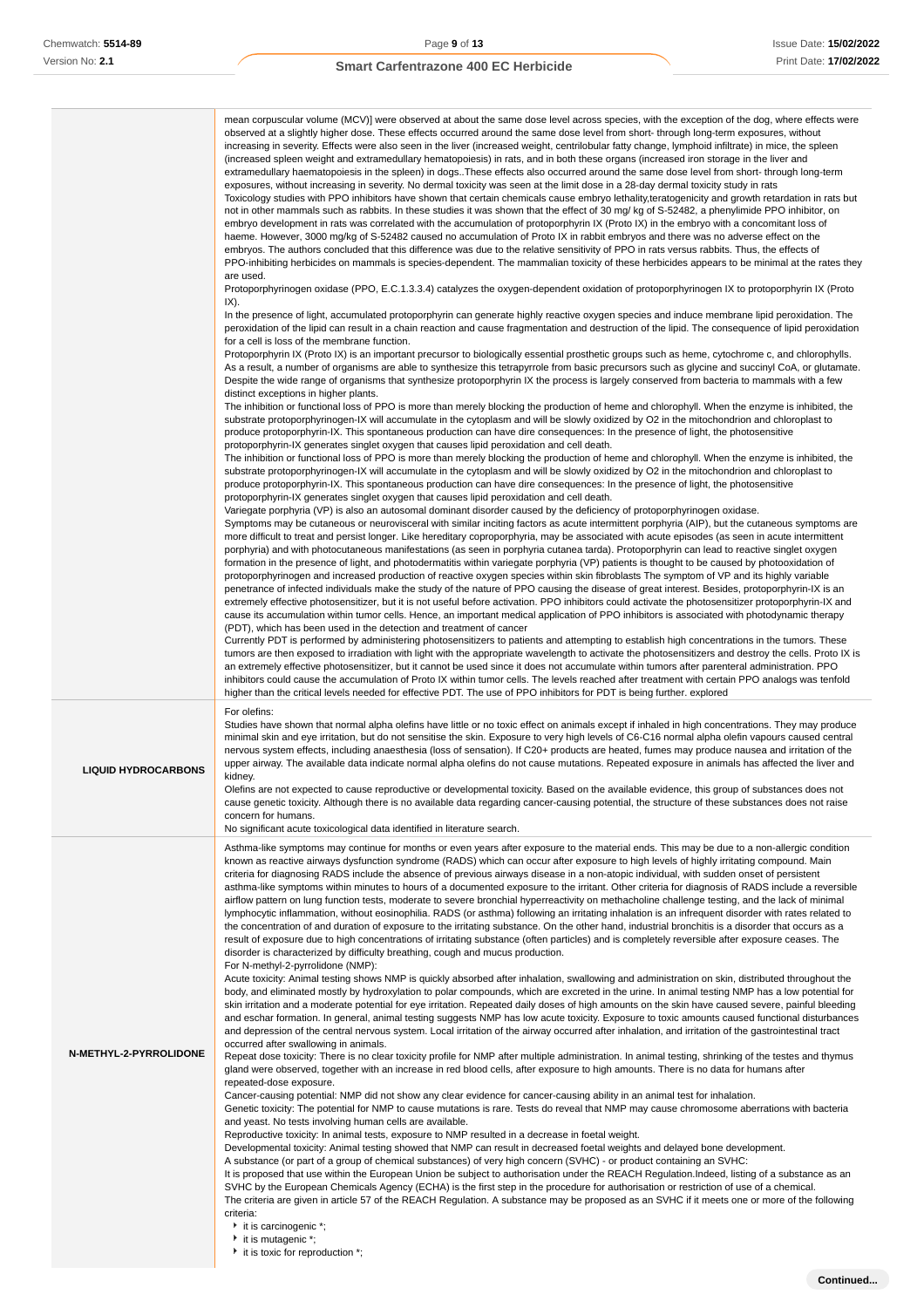| | |
|---|---|
| | mean corpuscular volume (MCV)] were observed at about the same dose level across species, with the exception of the dog, where effects were observed at a slightly higher dose. These effects occurred around the same dose level from short- through long-term exposures, without increasing in severity. Effects were also seen in the liver (increased weight, centrilobular fatty change, lymphoid infiltrate) in mice, the spleen (increased spleen weight and extramedullary hematopoiesis) in rats, and in both these organs (increased iron storage in the liver and extramedullary haematopoiesis in the spleen) in dogs..These effects also occurred around the same dose level from short- through long-term exposures, without increasing in severity. No dermal toxicity was seen at the limit dose in a 28-day dermal toxicity study in rats<br>Toxicology studies with PPO inhibitors have shown that certain chemicals cause embryo lethality,teratogenicity and growth retardation in rats but not in other mammals such as rabbits. In these studies it was shown that the effect of 30 mg/ kg of S-52482, a phenylimide PPO inhibitor, on embryo development in rats was correlated with the accumulation of protoporphyrin IX (Proto IX) in the embryo with a concomitant loss of haeme. However, 3000 mg/kg of S-52482 caused no accumulation of Proto IX in rabbit embryos and there was no adverse effect on the embryos. The authors concluded that this difference was due to the relative sensitivity of PPO in rats versus rabbits. Thus, the effects of PPO-inhibiting herbicides on mammals is species-dependent. The mammalian toxicity of these herbicides appears to be minimal at the rates they are used.<br>Protoporphyrinogen oxidase (PPO, E.C.1.3.3.4) catalyzes the oxygen-dependent oxidation of protoporphyrinogen IX to protoporphyrin IX (Proto IX).<br>In the presence of light, accumulated protoporphyrin can generate highly reactive oxygen species and induce membrane lipid peroxidation. The peroxidation of the lipid can result in a chain reaction and cause fragmentation and destruction of the lipid. The consequence of lipid peroxidation for a cell is loss of the membrane function.<br>Protoporphyrin IX (Proto IX) is an important precursor to biologically essential prosthetic groups such as heme, cytochrome c, and chlorophylls. As a result, a number of organisms are able to synthesize this tetrapyrrole from basic precursors such as glycine and succinyl CoA, or glutamate. Despite the wide range of organisms that synthesize protoporphyrin IX the process is largely conserved from bacteria to mammals with a few distinct exceptions in higher plants.<br>The inhibition or functional loss of PPO is more than merely blocking the production of heme and chlorophyll. When the enzyme is inhibited, the substrate protoporphyrinogen-IX will accumulate in the cytoplasm and will be slowly oxidized by O2 in the mitochondrion and chloroplast to produce protoporphyrin-IX. This spontaneous production can have dire consequences: In the presence of light, the photosensitive protoporphyrin-IX generates singlet oxygen that causes lipid peroxidation and cell death.<br>The inhibition or functional loss of PPO is more than merely blocking the production of heme and chlorophyll. When the enzyme is inhibited, the substrate protoporphyrinogen-IX will accumulate in the cytoplasm and will be slowly oxidized by O2 in the mitochondrion and chloroplast to produce protoporphyrin-IX. This spontaneous production can have dire consequences: In the presence of light, the photosensitive protoporphyrin-IX generates singlet oxygen that causes lipid peroxidation and cell death.<br>Variegate porphyria (VP) is also an autosomal dominant disorder caused by the deficiency of protoporphyrinogen oxidase.<br>Symptoms may be cutaneous or neurovisceral with similar inciting factors as acute intermittent porphyria (AIP), but the cutaneous symptoms are more difficult to treat and persist longer. Like hereditary coproporphyria, may be associated with acute episodes (as seen in acute intermittent porphyria) and with photocutaneous manifestations (as seen in porphyria cutanea tarda). Protoporphyrin can lead to reactive singlet oxygen formation in the presence of light, and photodermatitis within variegate porphyria (VP) patients is thought to be caused by photooxidation of protoporphyrinogen and increased production of reactive oxygen species within skin fibroblasts The symptom of VP and its highly variable penetrance of infected individuals make the study of the nature of PPO causing the disease of great interest. Besides, protoporphyrin-IX is an extremely effective photosensitizer, but it is not useful before activation. PPO inhibitors could activate the photosensitizer protoporphyrin-IX and cause its accumulation within tumor cells. Hence, an important medical application of PPO inhibitors is associated with photodynamic therapy (PDT), which has been used in the detection and treatment of cancer<br>Currently PDT is performed by administering photosensitizers to patients and attempting to establish high concentrations in the tumors. These tumors are then exposed to irradiation with light with the appropriate wavelength to activate the photosensitizers and destroy the cells. Proto IX is an extremely effective photosensitizer, but it cannot be used since it does not accumulate within tumors after parenteral administration. PPO inhibitors could cause the accumulation of Proto IX within tumor cells. The levels reached after treatment with certain PPO analogs was tenfold higher than the critical levels needed for effective PDT. The use of PPO inhibitors for PDT is being further. explored |
| **LIQUID HYDROCARBONS** | For olefins:<br>Studies have shown that normal alpha olefins have little or no toxic effect on animals except if inhaled in high concentrations. They may produce minimal skin and eye irritation, but do not sensitise the skin. Exposure to very high levels of C6-C16 normal alpha olefin vapours caused central nervous system effects, including anaesthesia (loss of sensation). If C20+ products are heated, fumes may produce nausea and irritation of the upper airway. The available data indicate normal alpha olefins do not cause mutations. Repeated exposure in animals has affected the liver and kidney.<br>Olefins are not expected to cause reproductive or developmental toxicity. Based on the available evidence, this group of substances does not cause genetic toxicity. Although there is no available data regarding cancer-causing potential, the structure of these substances does not raise concern for humans.<br>No significant acute toxicological data identified in literature search. |
| **N-METHYL-2-PYRROLIDONE** | Asthma-like symptoms may continue for months or even years after exposure to the material ends. This may be due to a non-allergic condition known as reactive airways dysfunction syndrome (RADS) which can occur after exposure to high levels of highly irritating compound. Main criteria for diagnosing RADS include the absence of previous airways disease in a non-atopic individual, with sudden onset of persistent asthma-like symptoms within minutes to hours of a documented exposure to the irritant. Other criteria for diagnosis of RADS include a reversible airflow pattern on lung function tests, moderate to severe bronchial hyperreactivity on methacholine challenge testing, and the lack of minimal lymphocytic inflammation, without eosinophilia. RADS (or asthma) following an irritating inhalation is an infrequent disorder with rates related to the concentration of and duration of exposure to the irritating substance. On the other hand, industrial bronchitis is a disorder that occurs as a result of exposure due to high concentrations of irritating substance (often particles) and is completely reversible after exposure ceases. The disorder is characterized by difficulty breathing, cough and mucus production.<br>For N-methyl-2-pyrrolidone (NMP):<br>Acute toxicity: Animal testing shows NMP is quickly absorbed after inhalation, swallowing and administration on skin, distributed throughout the body, and eliminated mostly by hydroxylation to polar compounds, which are excreted in the urine. In animal testing NMP has a low potential for skin irritation and a moderate potential for eye irritation. Repeated daily doses of high amounts on the skin have caused severe, painful bleeding and eschar formation. In general, animal testing suggests NMP has low acute toxicity. Exposure to toxic amounts caused functional disturbances and depression of the central nervous system. Local irritation of the airway occurred after inhalation, and irritation of the gastrointestinal tract occurred after swallowing in animals.<br>Repeat dose toxicity: There is no clear toxicity profile for NMP after multiple administration. In animal testing, shrinking of the testes and thymus gland were observed, together with an increase in red blood cells, after exposure to high amounts. There is no data for humans after repeated-dose exposure.<br>Cancer-causing potential: NMP did not show any clear evidence for cancer-causing ability in an animal test for inhalation.<br>Genetic toxicity: The potential for NMP to cause mutations is rare. Tests do reveal that NMP may cause chromosome aberrations with bacteria and yeast. No tests involving human cells are available.<br>Reproductive toxicity: In animal tests, exposure to NMP resulted in a decrease in foetal weight.<br>Developmental toxicity: Animal testing showed that NMP can result in decreased foetal weights and delayed bone development.<br>A substance (or part of a group of chemical substances) of very high concern (SVHC) - or product containing an SVHC:<br>It is proposed that use within the European Union be subject to authorisation under the REACH Regulation.Indeed, listing of a substance as an SVHC by the European Chemicals Agency (ECHA) is the first step in the procedure for authorisation or restriction of use of a chemical.<br>The criteria are given in article 57 of the REACH Regulation. A substance may be proposed as an SVHC if it meets one or more of the following criteria:<br>‣ it is carcinogenic *;<br>‣ it is mutagenic *;<br>‣ it is toxic for reproduction *; |

Continued...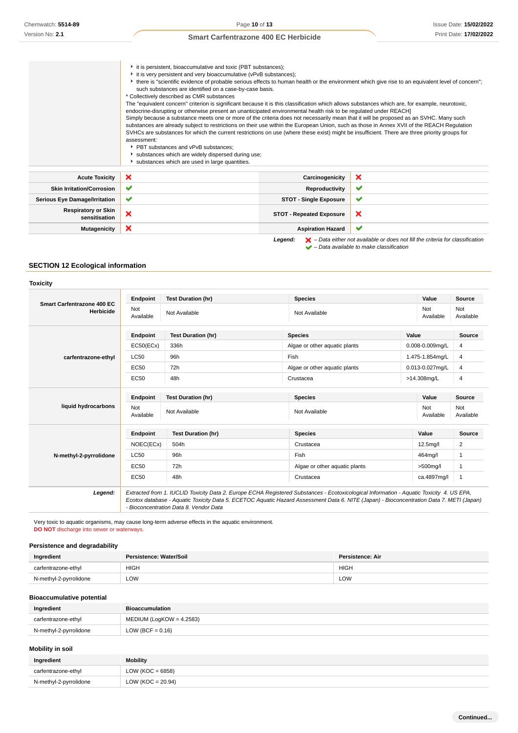- it is persistent, bioaccumulative and toxic (PBT substances);
- it is very persistent and very bioaccumulative (vPvB substances);
- there is "scientific evidence of probable serious effects to human health or the environment which give rise to an equivalent level of concern"; such substances are identified on a case-by-case basis.

* Collectively described as CMR substances
The "equivalent concern" criterion is significant because it is this classification which allows substances which are, for example, neurotoxic, endocrine-disrupting or otherwise present an unanticipated environmental health risk to be regulated under REACH]
Simply because a substance meets one or more of the criteria does not necessarily mean that it will be proposed as an SVHC. Many such substances are already subject to restrictions on their use within the European Union, such as those in Annex XVII of the REACH Regulation SVHCs are substances for which the current restrictions on use (where these exist) might be insufficient. There are three priority groups for assessment:

- PBT substances and vPvB substances;
- substances which are widely dispersed during use;
- substances which are used in large quantities.

| | | | |
|---|---|---|---|
| **Acute Toxicity** | ✘ | **Carcinogenicity** | ✘ |
| **Skin Irritation/Corrosion** | ✔ | **Reproductivity** | ✔ |
| **Serious Eye Damage/Irritation** | ✔ | **STOT - Single Exposure** | ✔ |
| **Respiratory or Skin sensitisation** | ✘ | **STOT - Repeated Exposure** | ✘ |
| **Mutagenicity** | ✘ | **Aspiration Hazard** | ✔ |

***Legend:*** ✘ *– Data either not available or does not fill the criteria for classification*
✔ *– Data available to make classification*

## SECTION 12 Ecological information

### Toxicity

**Smart Carfentrazone 400 EC Herbicide**

| Endpoint | Test Duration (hr) | Species | Value | Source |
|---|---|---|---|---|
| Not Available | Not Available | Not Available | Not Available | Not Available |

**carfentrazone-ethyl**

| Endpoint | Test Duration (hr) | Species | Value | Source |
|---|---|---|---|---|
| EC50(ECx) | 336h | Algae or other aquatic plants | 0.008-0.009mg/L | 4 |
| LC50 | 96h | Fish | 1.475-1.854mg/L | 4 |
| EC50 | 72h | Algae or other aquatic plants | 0.013-0.027mg/L | 4 |
| EC50 | 48h | Crustacea | >14.308mg/L | 4 |

**liquid hydrocarbons**

| Endpoint | Test Duration (hr) | Species | Value | Source |
|---|---|---|---|---|
| Not Available | Not Available | Not Available | Not Available | Not Available |

**N-methyl-2-pyrrolidone**

| Endpoint | Test Duration (hr) | Species | Value | Source |
|---|---|---|---|---|
| NOEC(ECx) | 504h | Crustacea | 12.5mg/l | 2 |
| LC50 | 96h | Fish | 464mg/l | 1 |
| EC50 | 72h | Algae or other aquatic plants | >500mg/l | 1 |
| EC50 | 48h | Crustacea | ca.4897mg/l | 1 |

***Legend:*** *Extracted from 1. IUCLID Toxicity Data 2. Europe ECHA Registered Substances - Ecotoxicological Information - Aquatic Toxicity 4. US EPA, Ecotox database - Aquatic Toxicity Data 5. ECETOC Aquatic Hazard Assessment Data 6. NITE (Japan) - Bioconcentration Data 7. METI (Japan) - Bioconcentration Data 8. Vendor Data*

Very toxic to aquatic organisms, may cause long-term adverse effects in the aquatic environment.
**DO NOT** discharge into sewer or waterways.

### Persistence and degradability

| Ingredient | Persistence: Water/Soil | Persistence: Air |
|---|---|---|
| carfentrazone-ethyl | HIGH | HIGH |
| N-methyl-2-pyrrolidone | LOW | LOW |

### Bioaccumulative potential

| Ingredient | Bioaccumulation |
|---|---|
| carfentrazone-ethyl | MEDIUM (LogKOW = 4.2583) |
| N-methyl-2-pyrrolidone | LOW (BCF = 0.16) |

### Mobility in soil

| Ingredient | Mobility |
|---|---|
| carfentrazone-ethyl | LOW (KOC = 6858) |
| N-methyl-2-pyrrolidone | LOW (KOC = 20.94) |

**Continued...**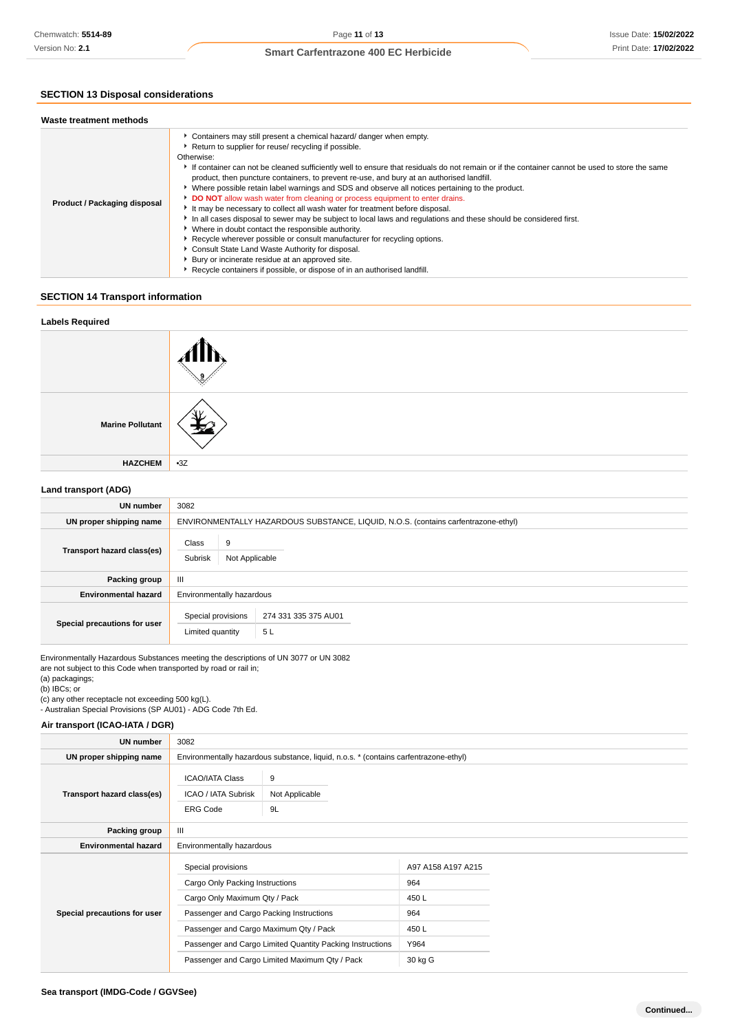## SECTION 13 Disposal considerations

### Waste treatment methods

| | |
|---|---|
| **Product / Packaging disposal** | ▸ Containers may still present a chemical hazard/ danger when empty.<br>▸ Return to supplier for reuse/ recycling if possible.<br>Otherwise:<br>▸ If container can not be cleaned sufficiently well to ensure that residuals do not remain or if the container cannot be used to store the same product, then puncture containers, to prevent re-use, and bury at an authorised landfill.<br>▸ Where possible retain label warnings and SDS and observe all notices pertaining to the product.<br>▸ **DO NOT** allow wash water from cleaning or process equipment to enter drains.<br>▸ It may be necessary to collect all wash water for treatment before disposal.<br>▸ In all cases disposal to sewer may be subject to local laws and regulations and these should be considered first.<br>▸ Where in doubt contact the responsible authority.<br>▸ Recycle wherever possible or consult manufacturer for recycling options.<br>▸ Consult State Land Waste Authority for disposal.<br>▸ Bury or incinerate residue at an approved site.<br>▸ Recycle containers if possible, or dispose of in an authorised landfill. |

## SECTION 14 Transport information

### Labels Required

| | |
|---|---|
| | |
| **Marine Pollutant** | |
| **HAZCHEM** | •3Z |

### Land transport (ADG)

| | |
|---|---|
| **UN number** | 3082 |
| **UN proper shipping name** | ENVIRONMENTALLY HAZARDOUS SUBSTANCE, LIQUID, N.O.S. (contains carfentrazone-ethyl) |
| **Transport hazard class(es)** | Class: 9<br>Subrisk: Not Applicable |
| **Packing group** | III |
| **Environmental hazard** | Environmentally hazardous |
| **Special precautions for user** | Special provisions: 274 331 335 375 AU01<br>Limited quantity: 5 L |

Environmentally Hazardous Substances meeting the descriptions of UN 3077 or UN 3082 are not subject to this Code when transported by road or rail in;
(a) packagings;
(b) IBCs; or
(c) any other receptacle not exceeding 500 kg(L).
- Australian Special Provisions (SP AU01) - ADG Code 7th Ed.

### Air transport (ICAO-IATA / DGR)

| | |
|---|---|
| **UN number** | 3082 |
| **UN proper shipping name** | Environmentally hazardous substance, liquid, n.o.s. * (contains carfentrazone-ethyl) |
| **Transport hazard class(es)** | ICAO/IATA Class: 9<br>ICAO / IATA Subrisk: Not Applicable<br>ERG Code: 9L |
| **Packing group** | III |
| **Environmental hazard** | Environmentally hazardous |
| **Special precautions for user** | Special provisions: A97 A158 A197 A215<br>Cargo Only Packing Instructions: 964<br>Cargo Only Maximum Qty / Pack: 450 L<br>Passenger and Cargo Packing Instructions: 964<br>Passenger and Cargo Maximum Qty / Pack: 450 L<br>Passenger and Cargo Limited Quantity Packing Instructions: Y964<br>Passenger and Cargo Limited Maximum Qty / Pack: 30 kg G |

### Sea transport (IMDG-Code / GGVSee)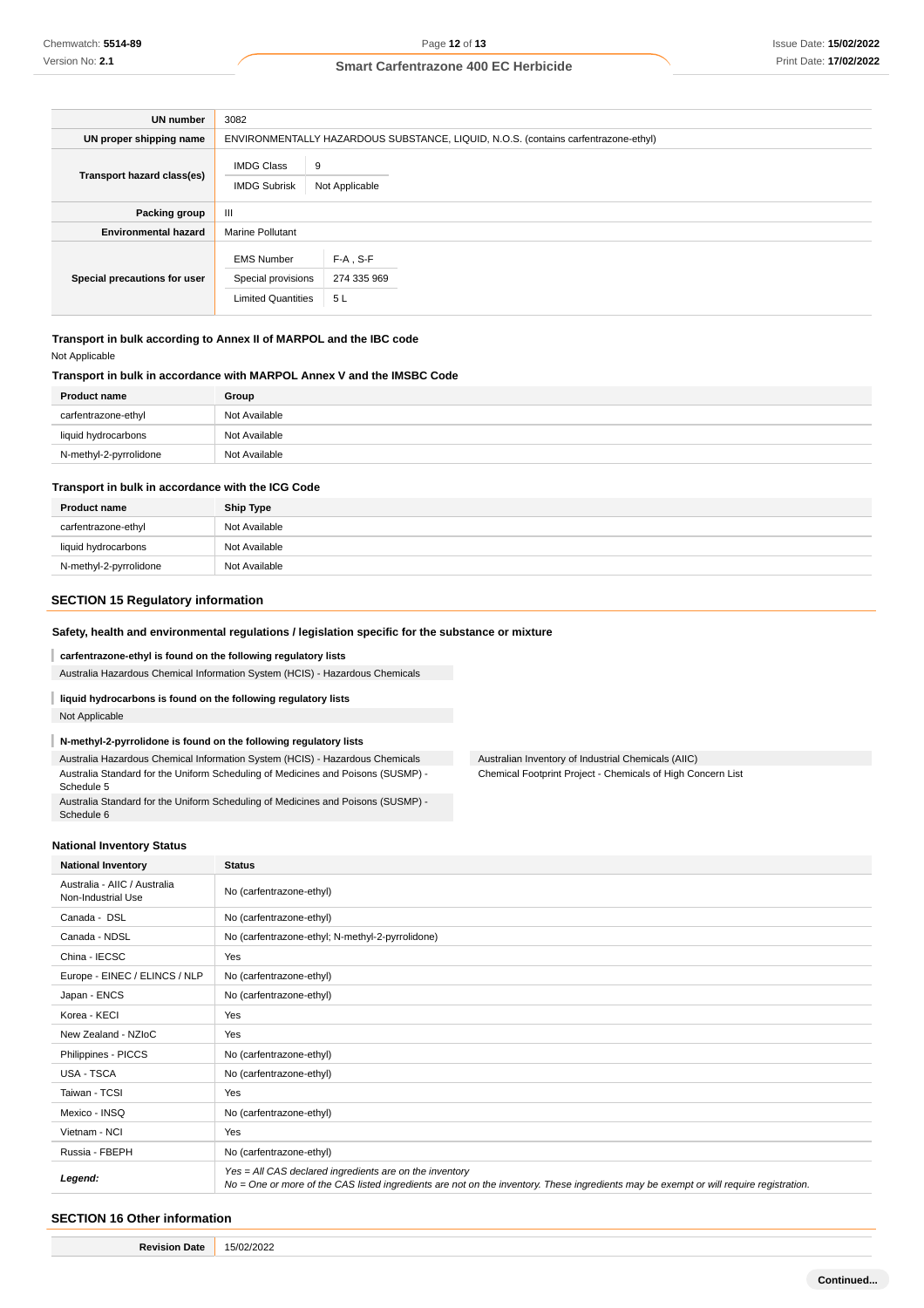| | |
|---|---|
| **UN number** | 3082 |
| **UN proper shipping name** | ENVIRONMENTALLY HAZARDOUS SUBSTANCE, LIQUID, N.O.S. (contains carfentrazone-ethyl) |
| **Transport hazard class(es)** | IMDG Class: 9<br>IMDG Subrisk: Not Applicable |
| **Packing group** | III |
| **Environmental hazard** | Marine Pollutant |
| **Special precautions for user** | EMS Number: F-A , S-F<br>Special provisions: 274 335 969<br>Limited Quantities: 5 L |

### Transport in bulk according to Annex II of MARPOL and the IBC code

Not Applicable

### Transport in bulk in accordance with MARPOL Annex V and the IMSBC Code

| Product name | Group |
|---|---|
| carfentrazone-ethyl | Not Available |
| liquid hydrocarbons | Not Available |
| N-methyl-2-pyrrolidone | Not Available |

### Transport in bulk in accordance with the ICG Code

| Product name | Ship Type |
|---|---|
| carfentrazone-ethyl | Not Available |
| liquid hydrocarbons | Not Available |
| N-methyl-2-pyrrolidone | Not Available |

## SECTION 15 Regulatory information

### Safety, health and environmental regulations / legislation specific for the substance or mixture

**carfentrazone-ethyl is found on the following regulatory lists**

Australia Hazardous Chemical Information System (HCIS) - Hazardous Chemicals

**liquid hydrocarbons is found on the following regulatory lists**

Not Applicable

**N-methyl-2-pyrrolidone is found on the following regulatory lists**

- Australia Hazardous Chemical Information System (HCIS) - Hazardous Chemicals
- Australia Standard for the Uniform Scheduling of Medicines and Poisons (SUSMP) - Schedule 5
- Australia Standard for the Uniform Scheduling of Medicines and Poisons (SUSMP) - Schedule 6
- Australian Inventory of Industrial Chemicals (AIIC)
- Chemical Footprint Project - Chemicals of High Concern List

### National Inventory Status

| National Inventory | Status |
|---|---|
| Australia - AIIC / Australia Non-Industrial Use | No (carfentrazone-ethyl) |
| Canada - DSL | No (carfentrazone-ethyl) |
| Canada - NDSL | No (carfentrazone-ethyl; N-methyl-2-pyrrolidone) |
| China - IECSC | Yes |
| Europe - EINEC / ELINCS / NLP | No (carfentrazone-ethyl) |
| Japan - ENCS | No (carfentrazone-ethyl) |
| Korea - KECI | Yes |
| New Zealand - NZIoC | Yes |
| Philippines - PICCS | No (carfentrazone-ethyl) |
| USA - TSCA | No (carfentrazone-ethyl) |
| Taiwan - TCSI | Yes |
| Mexico - INSQ | No (carfentrazone-ethyl) |
| Vietnam - NCI | Yes |
| Russia - FBEPH | No (carfentrazone-ethyl) |
| ***Legend:*** | *Yes = All CAS declared ingredients are on the inventory*<br>*No = One or more of the CAS listed ingredients are not on the inventory. These ingredients may be exempt or will require registration.* |

## SECTION 16 Other information

| | |
|---|---|
| **Revision Date** | 15/02/2022 |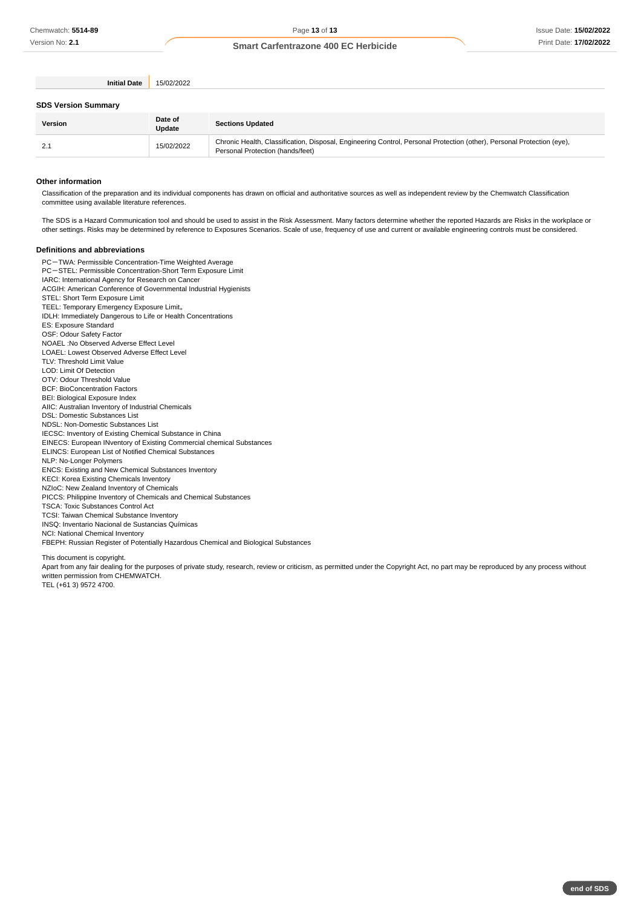| Initial Date | 15/02/2022 |
| --- | --- |

### SDS Version Summary

| Version | Date of Update | Sections Updated |
| --- | --- | --- |
| 2.1 | 15/02/2022 | Chronic Health, Classification, Disposal, Engineering Control, Personal Protection (other), Personal Protection (eye), Personal Protection (hands/feet) |

### Other information

Classification of the preparation and its individual components has drawn on official and authoritative sources as well as independent review by the Chemwatch Classification committee using available literature references.

The SDS is a Hazard Communication tool and should be used to assist in the Risk Assessment. Many factors determine whether the reported Hazards are Risks in the workplace or other settings. Risks may be determined by reference to Exposures Scenarios. Scale of use, frequency of use and current or available engineering controls must be considered.

### Definitions and abbreviations

PC－TWA: Permissible Concentration-Time Weighted Average
PC－STEL: Permissible Concentration-Short Term Exposure Limit
IARC: International Agency for Research on Cancer
ACGIH: American Conference of Governmental Industrial Hygienists
STEL: Short Term Exposure Limit
TEEL: Temporary Emergency Exposure Limit。
IDLH: Immediately Dangerous to Life or Health Concentrations
ES: Exposure Standard
OSF: Odour Safety Factor
NOAEL :No Observed Adverse Effect Level
LOAEL: Lowest Observed Adverse Effect Level
TLV: Threshold Limit Value
LOD: Limit Of Detection
OTV: Odour Threshold Value
BCF: BioConcentration Factors
BEI: Biological Exposure Index
AIIC: Australian Inventory of Industrial Chemicals
DSL: Domestic Substances List
NDSL: Non-Domestic Substances List
IECSC: Inventory of Existing Chemical Substance in China
EINECS: European INventory of Existing Commercial chemical Substances
ELINCS: European List of Notified Chemical Substances
NLP: No-Longer Polymers
ENCS: Existing and New Chemical Substances Inventory
KECI: Korea Existing Chemicals Inventory
NZIoC: New Zealand Inventory of Chemicals
PICCS: Philippine Inventory of Chemicals and Chemical Substances
TSCA: Toxic Substances Control Act
TCSI: Taiwan Chemical Substance Inventory
INSQ: Inventario Nacional de Sustancias Químicas
NCI: National Chemical Inventory
FBEPH: Russian Register of Potentially Hazardous Chemical and Biological Substances

This document is copyright.
Apart from any fair dealing for the purposes of private study, research, review or criticism, as permitted under the Copyright Act, no part may be reproduced by any process without written permission from CHEMWATCH.
TEL (+61 3) 9572 4700.

end of SDS